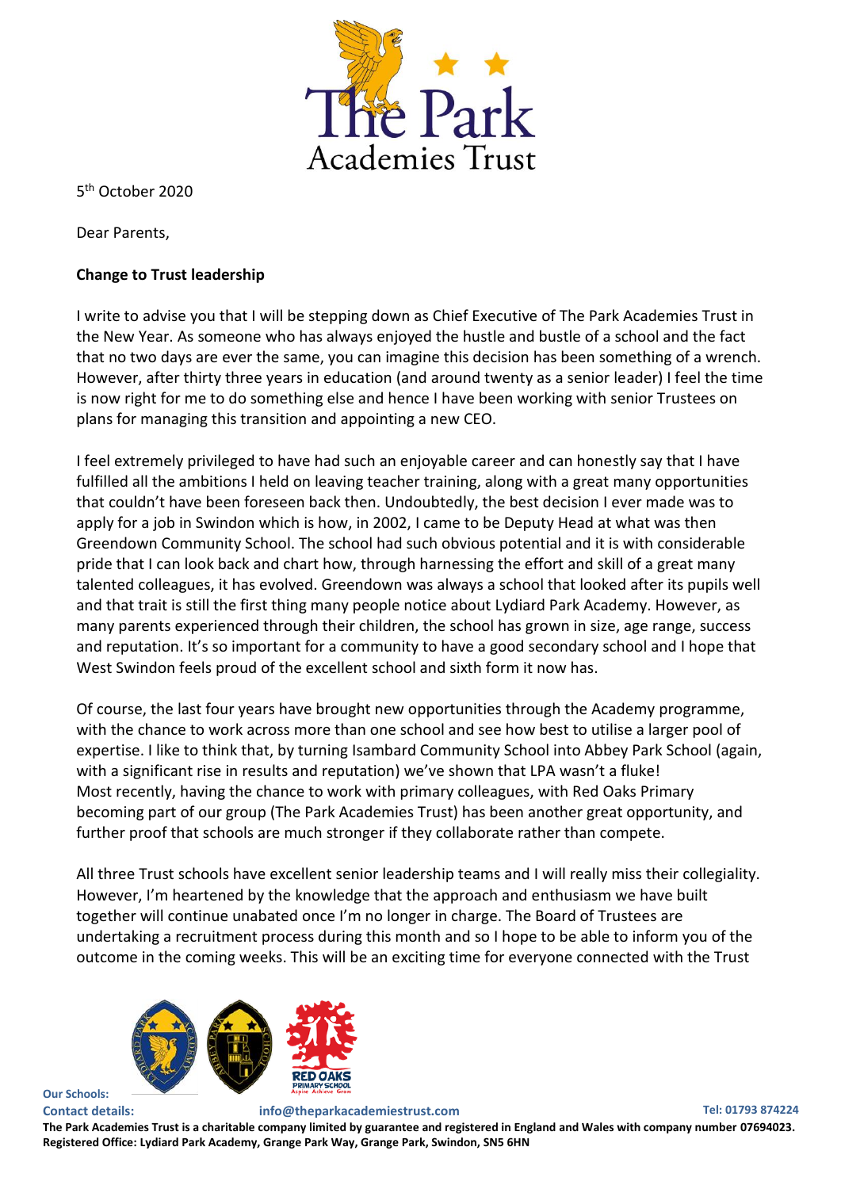5th October 2020

Dear Parents,

**Change to Trust leadership**

I write to advise you that I will be stepping down as Chief Executive of The Park Academies Trust in the New Year. As someone who has always enjoyed the hustle and bustle of a school and the fact that no two days are ever the same, you can imagine this decision has been something of a wrench. However, after thirty three years in education (and around twenty as a senior leader) I feel the time is now right for me to do something else and hence I have been working with senior Trustees on plans for managing this transition and appointing a new CEO.

I feel extremely privileged to have had such an enjoyable career and can honestly say that I have fulfilled all the ambitions I held on leaving teacher training, along with a great many opportunities that couldn't have been foreseen back then. Undoubtedly, the best decision I ever made was to apply for a job in Swindon which is how, in 2002, I came to be Deputy Head at what was then Greendown Community School. The school had such obvious potential and it is with considerable pride that I can look back and chart how, through harnessing the effort and skill of a great many talented colleagues, it has evolved. Greendown was always a school that looked after its pupils well and that trait is still the first thing many people notice about Lydiard Park Academy. However, as many parents experienced through their children, the school has grown in size, age range, success and reputation. It's so important for a community to have a good secondary school and I hope that West Swindon feels proud of the excellent school and sixth form it now has.

Of course, the last four years have brought new opportunities through the Academy programme, with the chance to work across more than one school and see how best to utilise a larger pool of expertise. I like to think that, by turning Isambard Community School into Abbey Park School (again, with a significant rise in results and reputation) we've shown that LPA wasn't a fluke! Most recently, having the chance to work with primary colleagues, with Red Oaks Primary becoming part of our group (The Park Academies Trust) has been another great opportunity, and further proof that schools are much stronger if they collaborate rather than compete.

All three Trust schools have excellent senior leadership teams and I will really miss their collegiality. However, I'm heartened by the knowledge that the approach and enthusiasm we have built together will continue unabated once I'm no longer in charge. The Board of Trustees are undertaking a recruitment process during this month and so I hope to be able to inform you of the outcome in the coming weeks. This will be an exciting time for everyone connected with the Trust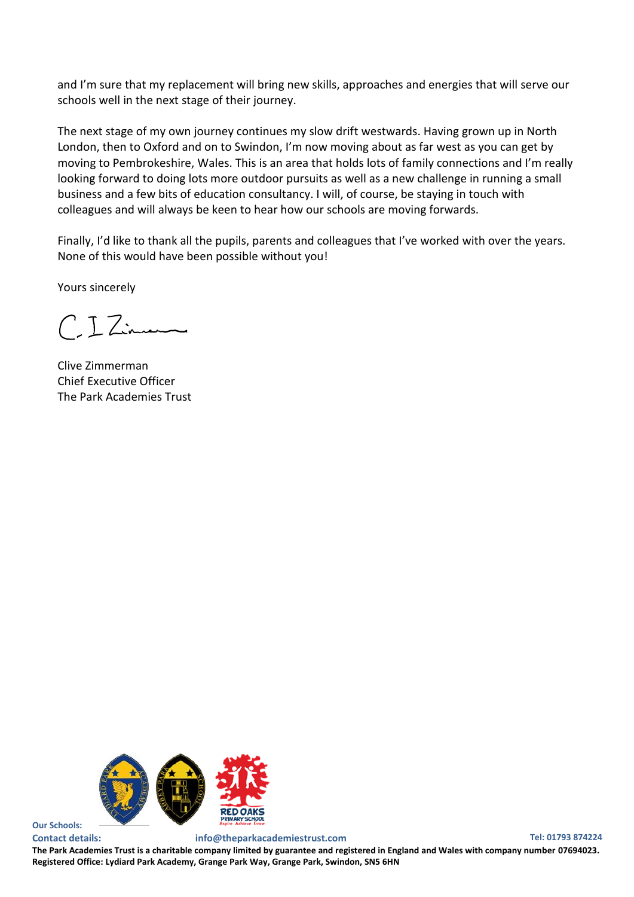and I'm sure that my replacement will bring new skills, approaches and energies that will serve our schools well in the next stage of their journey.

The next stage of my own journey continues my slow drift westwards. Having grown up in North London, then to Oxford and on to Swindon, I'm now moving about as far west as you can get by moving to Pembrokeshire, Wales. This is an area that holds lots of family connections and I'm really looking forward to doing lots more outdoor pursuits as well as a new challenge in running a small business and a few bits of education consultancy. I will, of course, be staying in touch with colleagues and will always be keen to hear how our schools are moving forwards.

Finally, I'd like to thank all the pupils, parents and colleagues that I've worked with over the years. None of this would have been possible without you!

Yours sincerely

Clive Zimmerman
Chief Executive Officer
The Park Academies Trust

Our Schools:

Contact details: info@theparkacademiestrust.com Tel: 01793 874224

**The Park Academies Trust is a charitable company limited by guarantee and registered in England and Wales with company number 07694023. Registered Office: Lydiard Park Academy, Grange Park Way, Grange Park, Swindon, SN5 6HN**